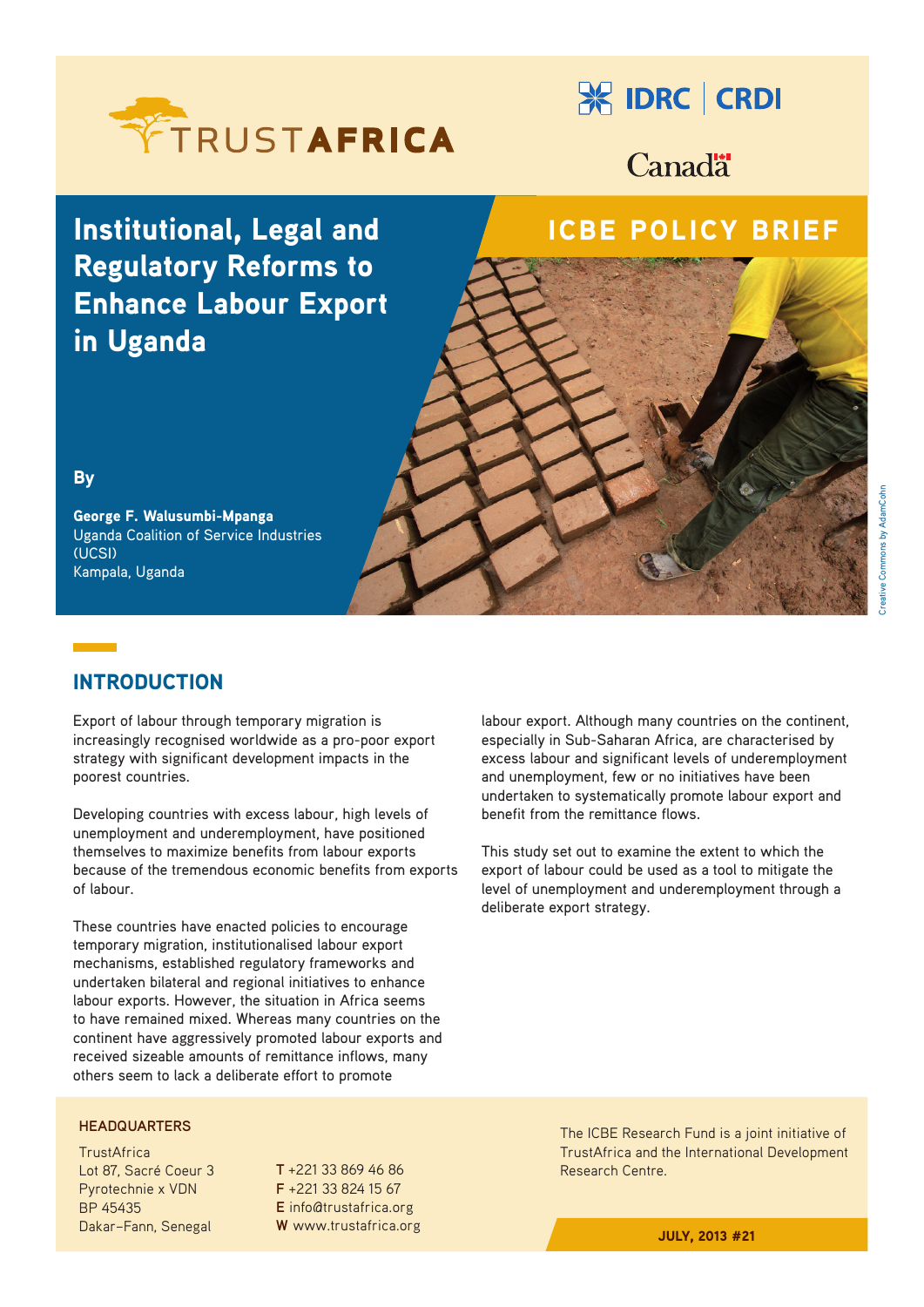TRUSTAFRICA

IDRC | CRDI

Canada

ICBE POLICY BRIEF

# Institutional, Legal and Regulatory Reforms to Enhance Labour Export in Uganda

**By**

**George F. Walusumbi-Mpanga**
Uganda Coalition of Service Industries (UCSI)
Kampala, Uganda

Creative Commons by AdamCohn

## INTRODUCTION

Export of labour through temporary migration is increasingly recognised worldwide as a pro-poor export strategy with significant development impacts in the poorest countries.

Developing countries with excess labour, high levels of unemployment and underemployment, have positioned themselves to maximize benefits from labour exports because of the tremendous economic benefits from exports of labour.

These countries have enacted policies to encourage temporary migration, institutionalised labour export mechanisms, established regulatory frameworks and undertaken bilateral and regional initiatives to enhance labour exports. However, the situation in Africa seems to have remained mixed. Whereas many countries on the continent have aggressively promoted labour exports and received sizeable amounts of remittance inflows, many others seem to lack a deliberate effort to promote labour export. Although many countries on the continent, especially in Sub-Saharan Africa, are characterised by excess labour and significant levels of underemployment and unemployment, few or no initiatives have been undertaken to systematically promote labour export and benefit from the remittance flows.

This study set out to examine the extent to which the export of labour could be used as a tool to mitigate the level of unemployment and underemployment through a deliberate export strategy.

**HEADQUARTERS**

TrustAfrica
Lot 87, Sacré Coeur 3
Pyrotechnie x VDN
BP 45435
Dakar–Fann, Senegal

**T** +221 33 869 46 86
**F** +221 33 824 15 67
**E** info@trustafrica.org
**W** www.trustafrica.org

The ICBE Research Fund is a joint initiative of TrustAfrica and the International Development Research Centre.

**JULY, 2013 #21**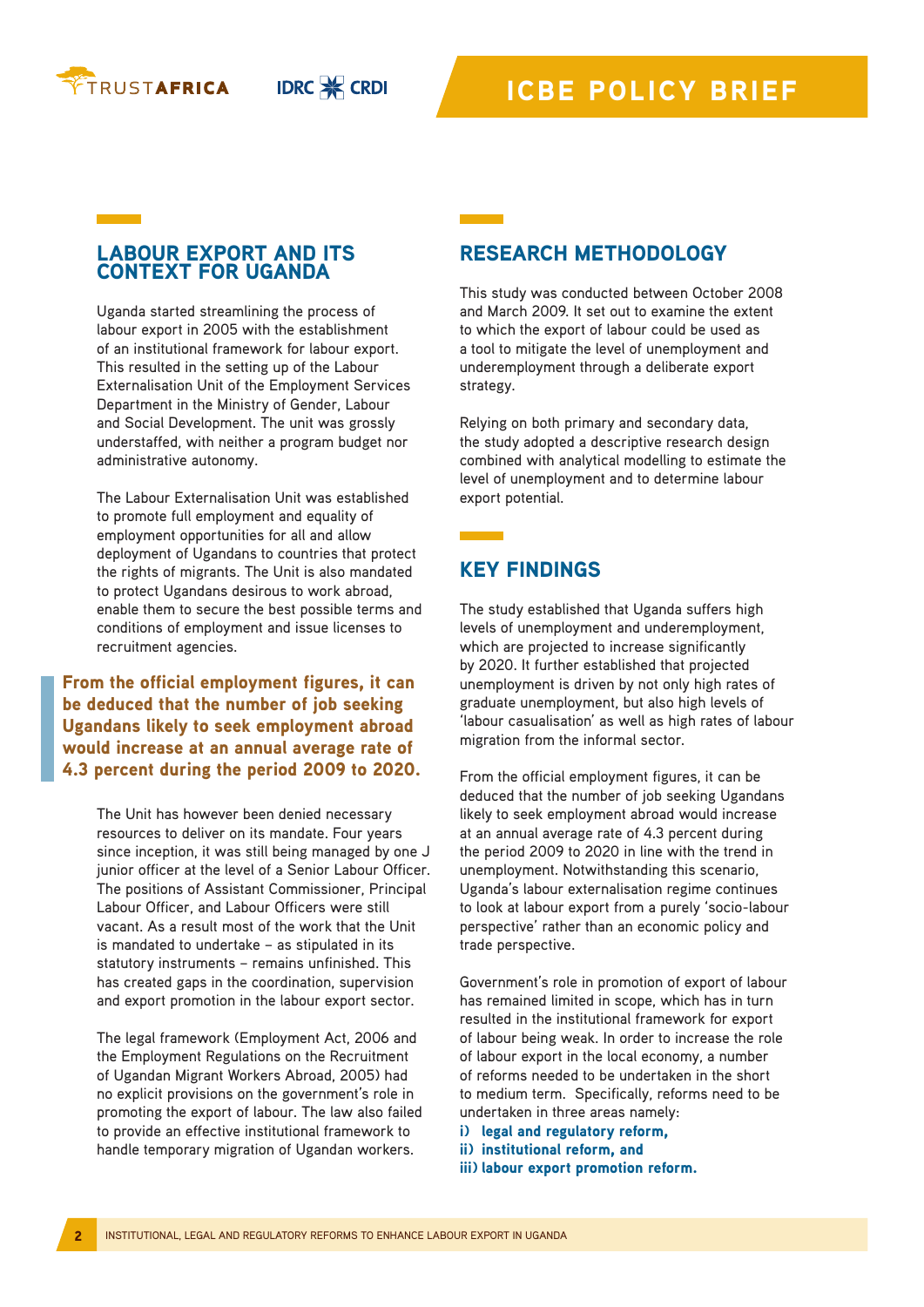## LABOUR EXPORT AND ITS CONTEXT FOR UGANDA

Uganda started streamlining the process of labour export in 2005 with the establishment of an institutional framework for labour export. This resulted in the setting up of the Labour Externalisation Unit of the Employment Services Department in the Ministry of Gender, Labour and Social Development. The unit was grossly understaffed, with neither a program budget nor administrative autonomy.

The Labour Externalisation Unit was established to promote full employment and equality of employment opportunities for all and allow deployment of Ugandans to countries that protect the rights of migrants. The Unit is also mandated to protect Ugandans desirous to work abroad, enable them to secure the best possible terms and conditions of employment and issue licenses to recruitment agencies.

> **From the official employment figures, it can be deduced that the number of job seeking Ugandans likely to seek employment abroad would increase at an annual average rate of 4.3 percent during the period 2009 to 2020.**

The Unit has however been denied necessary resources to deliver on its mandate. Four years since inception, it was still being managed by one J junior officer at the level of a Senior Labour Officer. The positions of Assistant Commissioner, Principal Labour Officer, and Labour Officers were still vacant. As a result most of the work that the Unit is mandated to undertake – as stipulated in its statutory instruments – remains unfinished. This has created gaps in the coordination, supervision and export promotion in the labour export sector.

The legal framework (Employment Act, 2006 and the Employment Regulations on the Recruitment of Ugandan Migrant Workers Abroad, 2005) had no explicit provisions on the government's role in promoting the export of labour. The law also failed to provide an effective institutional framework to handle temporary migration of Ugandan workers.

## RESEARCH METHODOLOGY

This study was conducted between October 2008 and March 2009. It set out to examine the extent to which the export of labour could be used as a tool to mitigate the level of unemployment and underemployment through a deliberate export strategy.

Relying on both primary and secondary data, the study adopted a descriptive research design combined with analytical modelling to estimate the level of unemployment and to determine labour export potential.

## KEY FINDINGS

The study established that Uganda suffers high levels of unemployment and underemployment, which are projected to increase significantly by 2020. It further established that projected unemployment is driven by not only high rates of graduate unemployment, but also high levels of 'labour casualisation' as well as high rates of labour migration from the informal sector.

From the official employment figures, it can be deduced that the number of job seeking Ugandans likely to seek employment abroad would increase at an annual average rate of 4.3 percent during the period 2009 to 2020 in line with the trend in unemployment. Notwithstanding this scenario, Uganda's labour externalisation regime continues to look at labour export from a purely 'socio-labour perspective' rather than an economic policy and trade perspective.

Government's role in promotion of export of labour has remained limited in scope, which has in turn resulted in the institutional framework for export of labour being weak. In order to increase the role of labour export in the local economy, a number of reforms needed to be undertaken in the short to medium term. Specifically, reforms need to be undertaken in three areas namely:

**i) legal and regulatory reform,**
**ii) institutional reform, and**
**iii) labour export promotion reform.**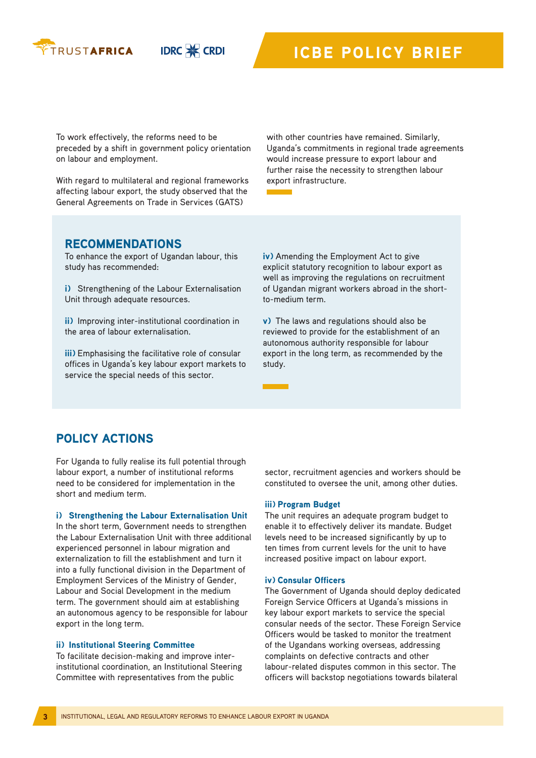To work effectively, the reforms need to be preceded by a shift in government policy orientation on labour and employment.

With regard to multilateral and regional frameworks affecting labour export, the study observed that the General Agreements on Trade in Services (GATS) with other countries have remained. Similarly, Uganda's commitments in regional trade agreements would increase pressure to export labour and further raise the necessity to strengthen labour export infrastructure.

## RECOMMENDATIONS

To enhance the export of Ugandan labour, this study has recommended:

**i)** Strengthening of the Labour Externalisation Unit through adequate resources.

**ii)** Improving inter-institutional coordination in the area of labour externalisation.

**iii)** Emphasising the facilitative role of consular offices in Uganda's key labour export markets to service the special needs of this sector.

**iv)** Amending the Employment Act to give explicit statutory recognition to labour export as well as improving the regulations on recruitment of Ugandan migrant workers abroad in the short-to-medium term.

**v)** The laws and regulations should also be reviewed to provide for the establishment of an autonomous authority responsible for labour export in the long term, as recommended by the study.

## POLICY ACTIONS

For Uganda to fully realise its full potential through labour export, a number of institutional reforms need to be considered for implementation in the short and medium term.

### i) Strengthening the Labour Externalisation Unit

In the short term, Government needs to strengthen the Labour Externalisation Unit with three additional experienced personnel in labour migration and externalization to fill the establishment and turn it into a fully functional division in the Department of Employment Services of the Ministry of Gender, Labour and Social Development in the medium term. The government should aim at establishing an autonomous agency to be responsible for labour export in the long term.

### ii) Institutional Steering Committee

To facilitate decision-making and improve inter-institutional coordination, an Institutional Steering Committee with representatives from the public sector, recruitment agencies and workers should be constituted to oversee the unit, among other duties.

### iii) Program Budget

The unit requires an adequate program budget to enable it to effectively deliver its mandate. Budget levels need to be increased significantly by up to ten times from current levels for the unit to have increased positive impact on labour export.

### iv) Consular Officers

The Government of Uganda should deploy dedicated Foreign Service Officers at Uganda's missions in key labour export markets to service the special consular needs of the sector. These Foreign Service Officers would be tasked to monitor the treatment of the Ugandans working overseas, addressing complaints on defective contracts and other labour-related disputes common in this sector. The officers will backstop negotiations towards bilateral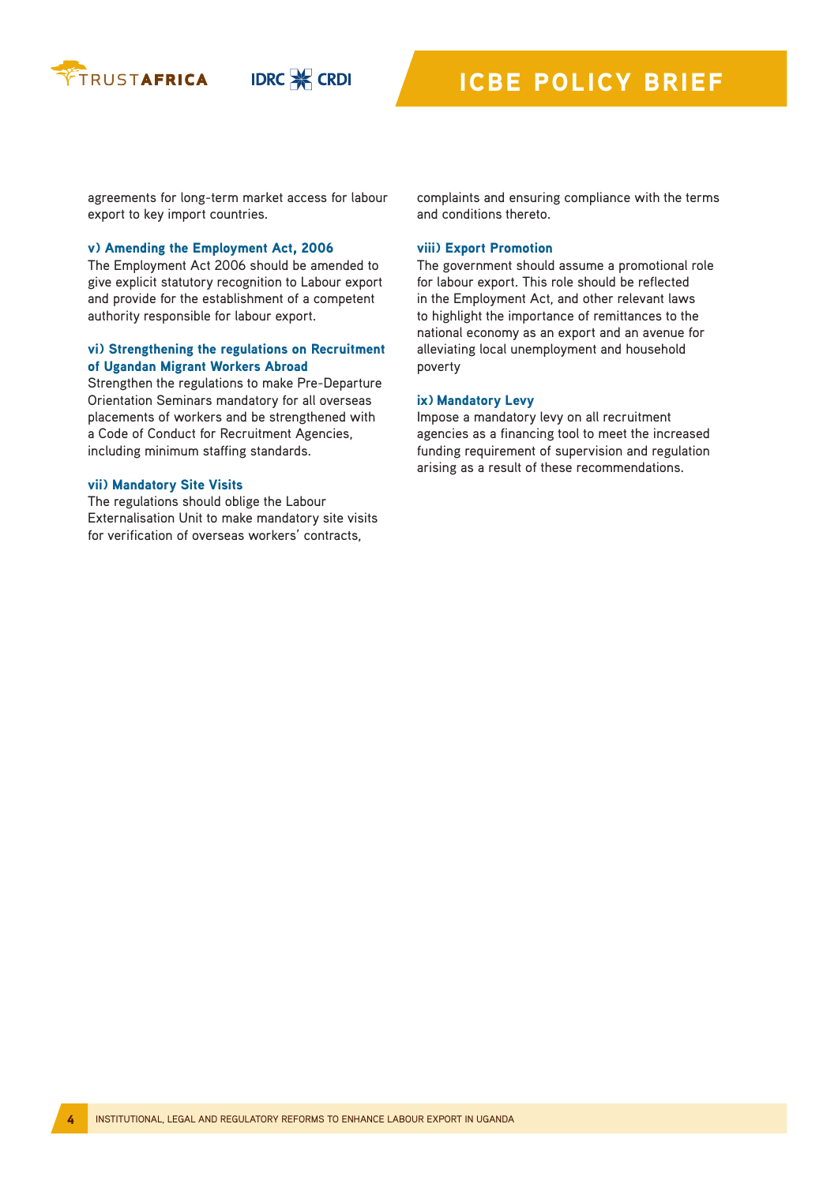agreements for long-term market access for labour export to key import countries.

### v) Amending the Employment Act, 2006

The Employment Act 2006 should be amended to give explicit statutory recognition to Labour export and provide for the establishment of a competent authority responsible for labour export.

### vi) Strengthening the regulations on Recruitment of Ugandan Migrant Workers Abroad

Strengthen the regulations to make Pre-Departure Orientation Seminars mandatory for all overseas placements of workers and be strengthened with a Code of Conduct for Recruitment Agencies, including minimum staffing standards.

### vii) Mandatory Site Visits

The regulations should oblige the Labour Externalisation Unit to make mandatory site visits for verification of overseas workers' contracts, complaints and ensuring compliance with the terms and conditions thereto.

### viii) Export Promotion

The government should assume a promotional role for labour export. This role should be reflected in the Employment Act, and other relevant laws to highlight the importance of remittances to the national economy as an export and an avenue for alleviating local unemployment and household poverty

### ix) Mandatory Levy

Impose a mandatory levy on all recruitment agencies as a financing tool to meet the increased funding requirement of supervision and regulation arising as a result of these recommendations.